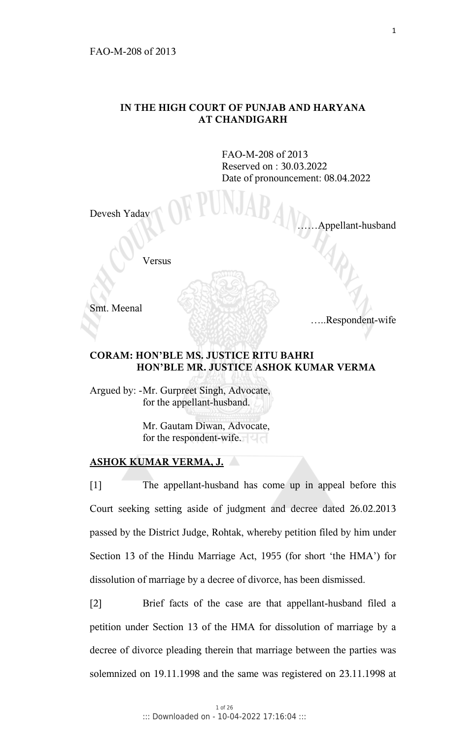FAO-M-208 of 2013

## IN THE HIGH COURT OF PUNJAB AND HARYANA AT CHANDIGARH

FAO-M-208 of 2013
Reserved on : 30.03.2022
Date of pronouncement: 08.04.2022

Devesh Yadav ……Appellant-husband

Versus

Smt. Meenal …..Respondent-wife

**CORAM: HON'BLE MS. JUSTICE RITU BAHRI**
**HON'BLE MR. JUSTICE ASHOK KUMAR VERMA**

Argued by: -Mr. Gurpreet Singh, Advocate, for the appellant-husband.

Mr. Gautam Diwan, Advocate, for the respondent-wife.

**ASHOK KUMAR VERMA, J.**

[1] The appellant-husband has come up in appeal before this Court seeking setting aside of judgment and decree dated 26.02.2013 passed by the District Judge, Rohtak, whereby petition filed by him under Section 13 of the Hindu Marriage Act, 1955 (for short 'the HMA') for dissolution of marriage by a decree of divorce, has been dismissed.

[2] Brief facts of the case are that appellant-husband filed a petition under Section 13 of the HMA for dissolution of marriage by a decree of divorce pleading therein that marriage between the parties was solemnized on 19.11.1998 and the same was registered on 23.11.1998 at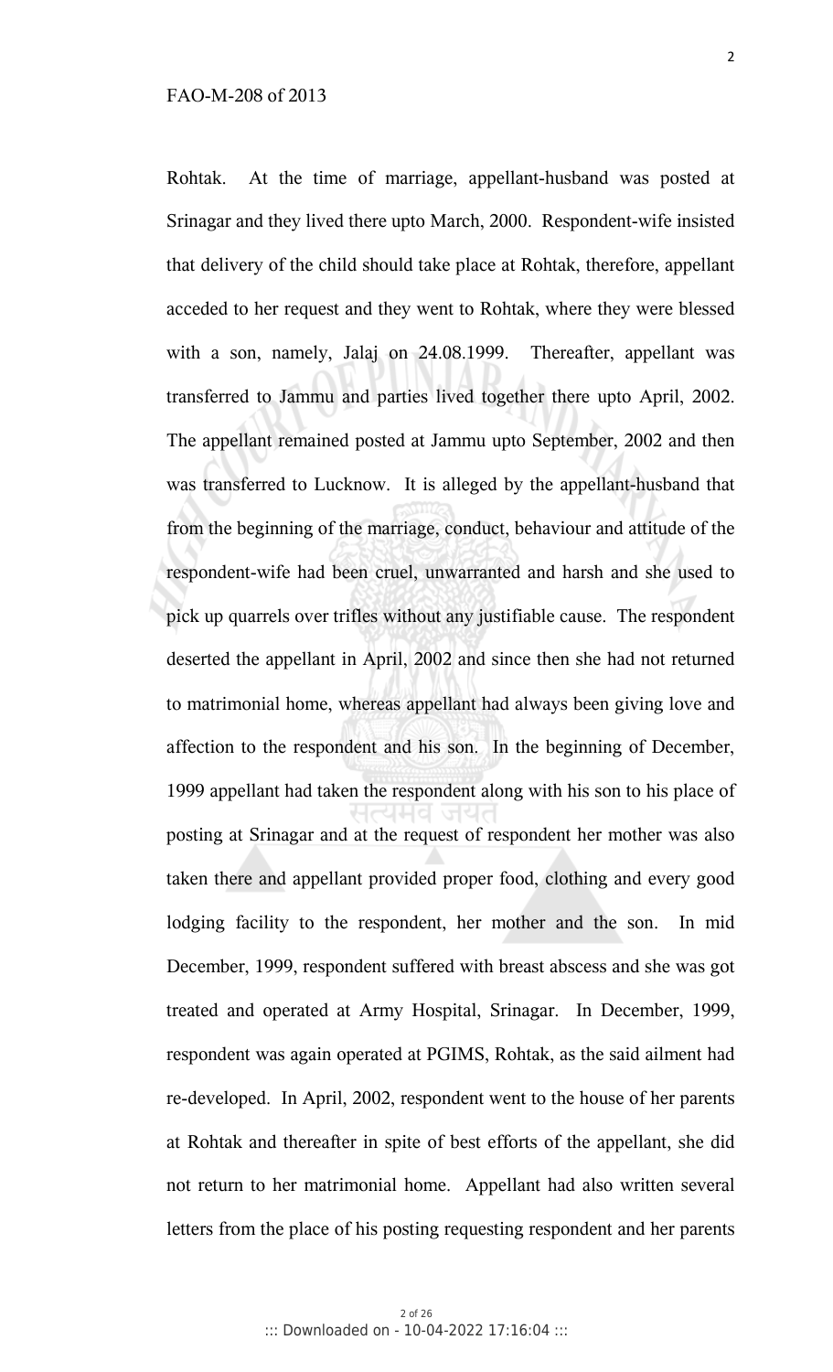Rohtak. At the time of marriage, appellant-husband was posted at Srinagar and they lived there upto March, 2000. Respondent-wife insisted that delivery of the child should take place at Rohtak, therefore, appellant acceded to her request and they went to Rohtak, where they were blessed with a son, namely, Jalaj on 24.08.1999. Thereafter, appellant was transferred to Jammu and parties lived together there upto April, 2002. The appellant remained posted at Jammu upto September, 2002 and then was transferred to Lucknow. It is alleged by the appellant-husband that from the beginning of the marriage, conduct, behaviour and attitude of the respondent-wife had been cruel, unwarranted and harsh and she used to pick up quarrels over trifles without any justifiable cause. The respondent deserted the appellant in April, 2002 and since then she had not returned to matrimonial home, whereas appellant had always been giving love and affection to the respondent and his son. In the beginning of December, 1999 appellant had taken the respondent along with his son to his place of posting at Srinagar and at the request of respondent her mother was also taken there and appellant provided proper food, clothing and every good lodging facility to the respondent, her mother and the son. In mid December, 1999, respondent suffered with breast abscess and she was got treated and operated at Army Hospital, Srinagar. In December, 1999, respondent was again operated at PGIMS, Rohtak, as the said ailment had re-developed. In April, 2002, respondent went to the house of her parents at Rohtak and thereafter in spite of best efforts of the appellant, she did not return to her matrimonial home. Appellant had also written several letters from the place of his posting requesting respondent and her parents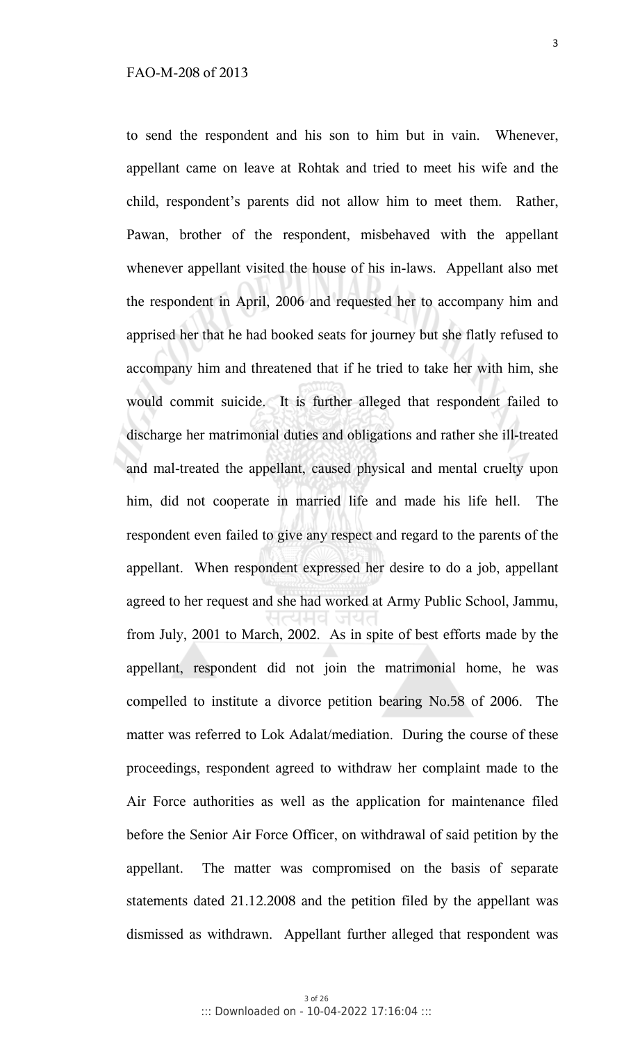to send the respondent and his son to him but in vain. Whenever, appellant came on leave at Rohtak and tried to meet his wife and the child, respondent's parents did not allow him to meet them. Rather, Pawan, brother of the respondent, misbehaved with the appellant whenever appellant visited the house of his in-laws. Appellant also met the respondent in April, 2006 and requested her to accompany him and apprised her that he had booked seats for journey but she flatly refused to accompany him and threatened that if he tried to take her with him, she would commit suicide. It is further alleged that respondent failed to discharge her matrimonial duties and obligations and rather she ill-treated and mal-treated the appellant, caused physical and mental cruelty upon him, did not cooperate in married life and made his life hell. The respondent even failed to give any respect and regard to the parents of the appellant. When respondent expressed her desire to do a job, appellant agreed to her request and she had worked at Army Public School, Jammu, from July, 2001 to March, 2002. As in spite of best efforts made by the appellant, respondent did not join the matrimonial home, he was compelled to institute a divorce petition bearing No.58 of 2006. The matter was referred to Lok Adalat/mediation. During the course of these proceedings, respondent agreed to withdraw her complaint made to the Air Force authorities as well as the application for maintenance filed before the Senior Air Force Officer, on withdrawal of said petition by the appellant. The matter was compromised on the basis of separate statements dated 21.12.2008 and the petition filed by the appellant was dismissed as withdrawn. Appellant further alleged that respondent was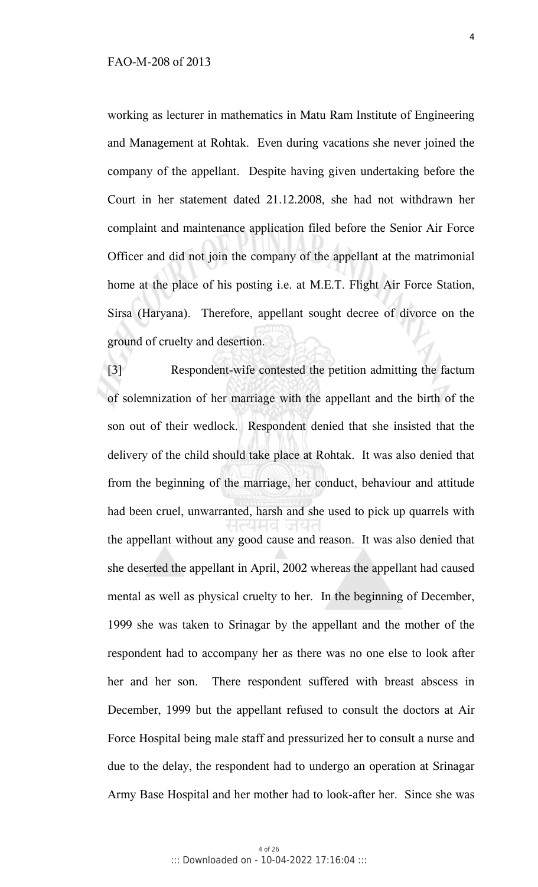working as lecturer in mathematics in Matu Ram Institute of Engineering and Management at Rohtak. Even during vacations she never joined the company of the appellant. Despite having given undertaking before the Court in her statement dated 21.12.2008, she had not withdrawn her complaint and maintenance application filed before the Senior Air Force Officer and did not join the company of the appellant at the matrimonial home at the place of his posting i.e. at M.E.T. Flight Air Force Station, Sirsa (Haryana). Therefore, appellant sought decree of divorce on the ground of cruelty and desertion.

[3] Respondent-wife contested the petition admitting the factum of solemnization of her marriage with the appellant and the birth of the son out of their wedlock. Respondent denied that she insisted that the delivery of the child should take place at Rohtak. It was also denied that from the beginning of the marriage, her conduct, behaviour and attitude had been cruel, unwarranted, harsh and she used to pick up quarrels with the appellant without any good cause and reason. It was also denied that she deserted the appellant in April, 2002 whereas the appellant had caused mental as well as physical cruelty to her. In the beginning of December, 1999 she was taken to Srinagar by the appellant and the mother of the respondent had to accompany her as there was no one else to look after her and her son. There respondent suffered with breast abscess in December, 1999 but the appellant refused to consult the doctors at Air Force Hospital being male staff and pressurized her to consult a nurse and due to the delay, the respondent had to undergo an operation at Srinagar Army Base Hospital and her mother had to look-after her. Since she was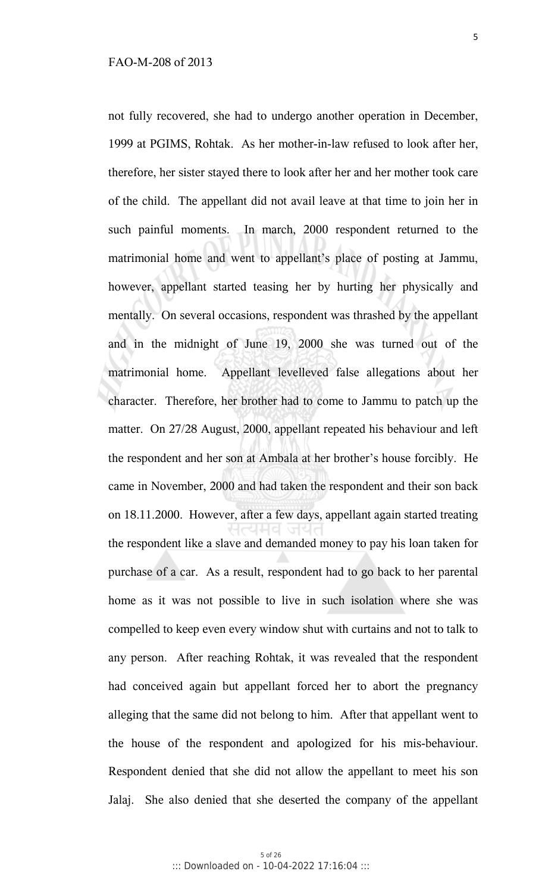not fully recovered, she had to undergo another operation in December, 1999 at PGIMS, Rohtak. As her mother-in-law refused to look after her, therefore, her sister stayed there to look after her and her mother took care of the child. The appellant did not avail leave at that time to join her in such painful moments. In march, 2000 respondent returned to the matrimonial home and went to appellant's place of posting at Jammu, however, appellant started teasing her by hurting her physically and mentally. On several occasions, respondent was thrashed by the appellant and in the midnight of June 19, 2000 she was turned out of the matrimonial home. Appellant levelleved false allegations about her character. Therefore, her brother had to come to Jammu to patch up the matter. On 27/28 August, 2000, appellant repeated his behaviour and left the respondent and her son at Ambala at her brother's house forcibly. He came in November, 2000 and had taken the respondent and their son back on 18.11.2000. However, after a few days, appellant again started treating the respondent like a slave and demanded money to pay his loan taken for purchase of a car. As a result, respondent had to go back to her parental home as it was not possible to live in such isolation where she was compelled to keep even every window shut with curtains and not to talk to any person. After reaching Rohtak, it was revealed that the respondent had conceived again but appellant forced her to abort the pregnancy alleging that the same did not belong to him. After that appellant went to the house of the respondent and apologized for his mis-behaviour. Respondent denied that she did not allow the appellant to meet his son Jalaj. She also denied that she deserted the company of the appellant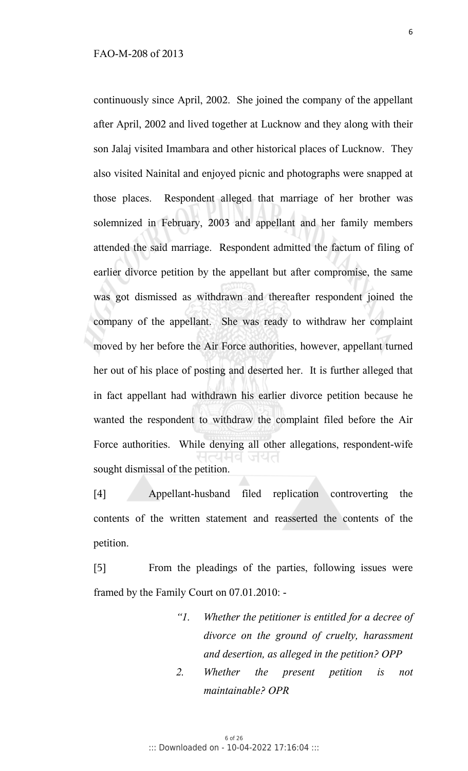continuously since April, 2002. She joined the company of the appellant after April, 2002 and lived together at Lucknow and they along with their son Jalaj visited Imambara and other historical places of Lucknow. They also visited Nainital and enjoyed picnic and photographs were snapped at those places. Respondent alleged that marriage of her brother was solemnized in February, 2003 and appellant and her family members attended the said marriage. Respondent admitted the factum of filing of earlier divorce petition by the appellant but after compromise, the same was got dismissed as withdrawn and thereafter respondent joined the company of the appellant. She was ready to withdraw her complaint moved by her before the Air Force authorities, however, appellant turned her out of his place of posting and deserted her. It is further alleged that in fact appellant had withdrawn his earlier divorce petition because he wanted the respondent to withdraw the complaint filed before the Air Force authorities. While denying all other allegations, respondent-wife sought dismissal of the petition.

[4] Appellant-husband filed replication controverting the contents of the written statement and reasserted the contents of the petition.

[5] From the pleadings of the parties, following issues were framed by the Family Court on 07.01.2010: -

> *"1. Whether the petitioner is entitled for a decree of divorce on the ground of cruelty, harassment and desertion, as alleged in the petition? OPP*
>
> *2. Whether the present petition is not maintainable? OPR*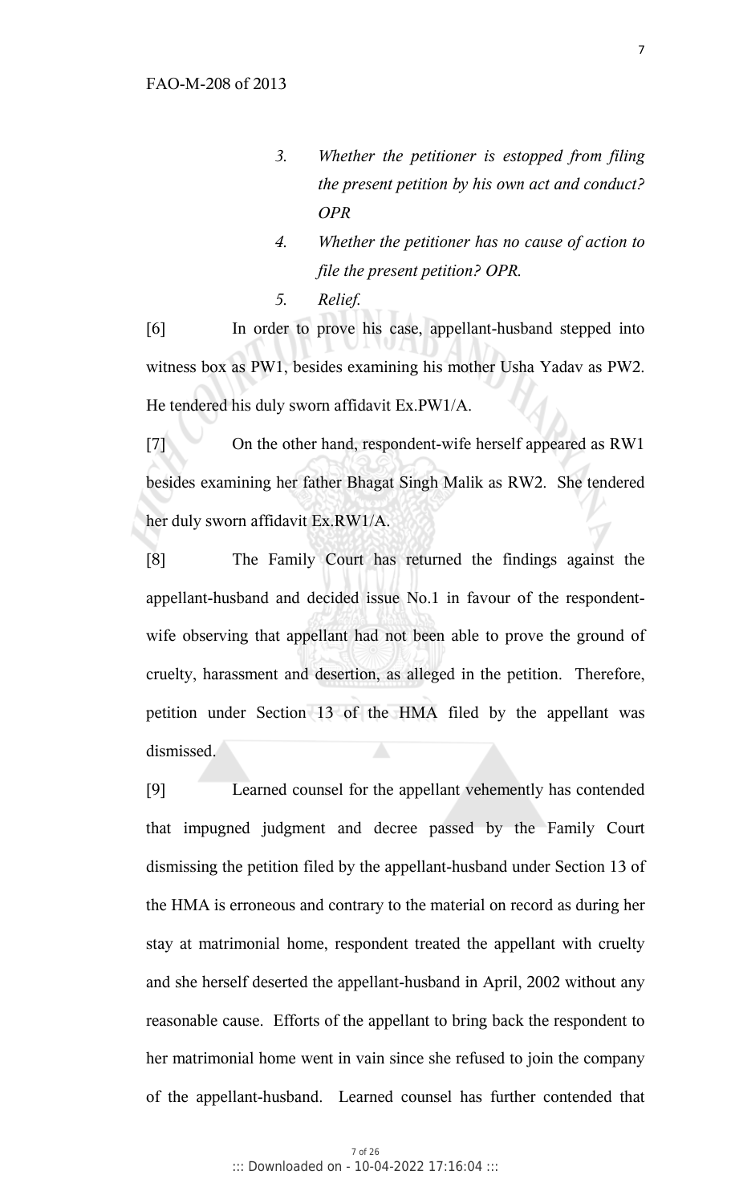> 3. *Whether the petitioner is estopped from filing the present petition by his own act and conduct? OPR*
> 4. *Whether the petitioner has no cause of action to file the present petition? OPR.*
> 5. *Relief.*

[6] In order to prove his case, appellant-husband stepped into witness box as PW1, besides examining his mother Usha Yadav as PW2. He tendered his duly sworn affidavit Ex.PW1/A.

[7] On the other hand, respondent-wife herself appeared as RW1 besides examining her father Bhagat Singh Malik as RW2. She tendered her duly sworn affidavit Ex.RW1/A.

[8] The Family Court has returned the findings against the appellant-husband and decided issue No.1 in favour of the respondent-wife observing that appellant had not been able to prove the ground of cruelty, harassment and desertion, as alleged in the petition. Therefore, petition under Section 13 of the HMA filed by the appellant was dismissed.

[9] Learned counsel for the appellant vehemently has contended that impugned judgment and decree passed by the Family Court dismissing the petition filed by the appellant-husband under Section 13 of the HMA is erroneous and contrary to the material on record as during her stay at matrimonial home, respondent treated the appellant with cruelty and she herself deserted the appellant-husband in April, 2002 without any reasonable cause. Efforts of the appellant to bring back the respondent to her matrimonial home went in vain since she refused to join the company of the appellant-husband. Learned counsel has further contended that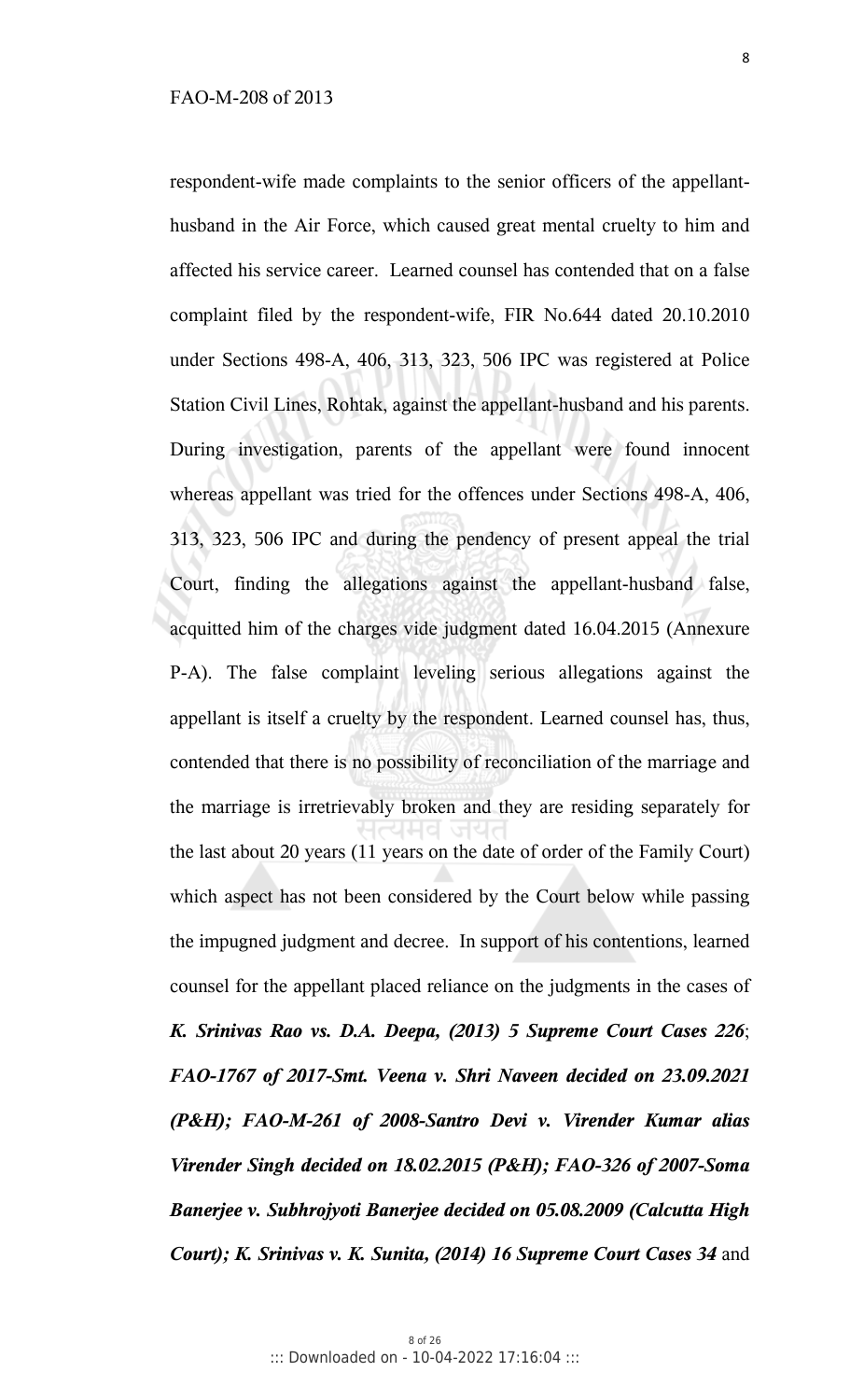respondent-wife made complaints to the senior officers of the appellant-husband in the Air Force, which caused great mental cruelty to him and affected his service career. Learned counsel has contended that on a false complaint filed by the respondent-wife, FIR No.644 dated 20.10.2010 under Sections 498-A, 406, 313, 323, 506 IPC was registered at Police Station Civil Lines, Rohtak, against the appellant-husband and his parents. During investigation, parents of the appellant were found innocent whereas appellant was tried for the offences under Sections 498-A, 406, 313, 323, 506 IPC and during the pendency of present appeal the trial Court, finding the allegations against the appellant-husband false, acquitted him of the charges vide judgment dated 16.04.2015 (Annexure P-A). The false complaint leveling serious allegations against the appellant is itself a cruelty by the respondent. Learned counsel has, thus, contended that there is no possibility of reconciliation of the marriage and the marriage is irretrievably broken and they are residing separately for the last about 20 years (11 years on the date of order of the Family Court) which aspect has not been considered by the Court below while passing the impugned judgment and decree. In support of his contentions, learned counsel for the appellant placed reliance on the judgments in the cases of ***K. Srinivas Rao vs. D.A. Deepa, (2013) 5 Supreme Court Cases 226***; ***FAO-1767 of 2017-Smt. Veena v. Shri Naveen decided on 23.09.2021 (P&H); FAO-M-261 of 2008-Santro Devi v. Virender Kumar alias Virender Singh decided on 18.02.2015 (P&H); FAO-326 of 2007-Soma Banerjee v. Subhrojyoti Banerjee decided on 05.08.2009 (Calcutta High Court); K. Srinivas v. K. Sunita, (2014) 16 Supreme Court Cases 34*** and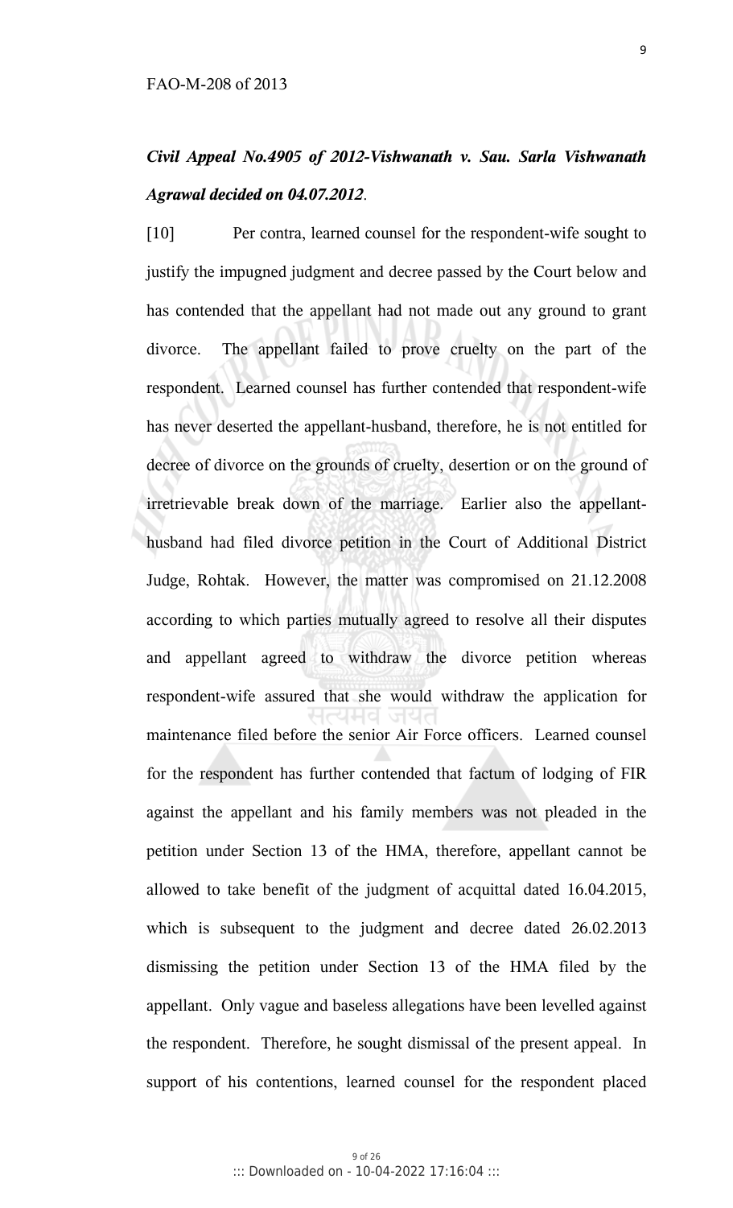*Civil Appeal No.4905 of 2012-Vishwanath v. Sau. Sarla Vishwanath Agrawal decided on 04.07.2012*.

[10] Per contra, learned counsel for the respondent-wife sought to justify the impugned judgment and decree passed by the Court below and has contended that the appellant had not made out any ground to grant divorce. The appellant failed to prove cruelty on the part of the respondent. Learned counsel has further contended that respondent-wife has never deserted the appellant-husband, therefore, he is not entitled for decree of divorce on the grounds of cruelty, desertion or on the ground of irretrievable break down of the marriage. Earlier also the appellant-husband had filed divorce petition in the Court of Additional District Judge, Rohtak. However, the matter was compromised on 21.12.2008 according to which parties mutually agreed to resolve all their disputes and appellant agreed to withdraw the divorce petition whereas respondent-wife assured that she would withdraw the application for maintenance filed before the senior Air Force officers. Learned counsel for the respondent has further contended that factum of lodging of FIR against the appellant and his family members was not pleaded in the petition under Section 13 of the HMA, therefore, appellant cannot be allowed to take benefit of the judgment of acquittal dated 16.04.2015, which is subsequent to the judgment and decree dated 26.02.2013 dismissing the petition under Section 13 of the HMA filed by the appellant. Only vague and baseless allegations have been levelled against the respondent. Therefore, he sought dismissal of the present appeal. In support of his contentions, learned counsel for the respondent placed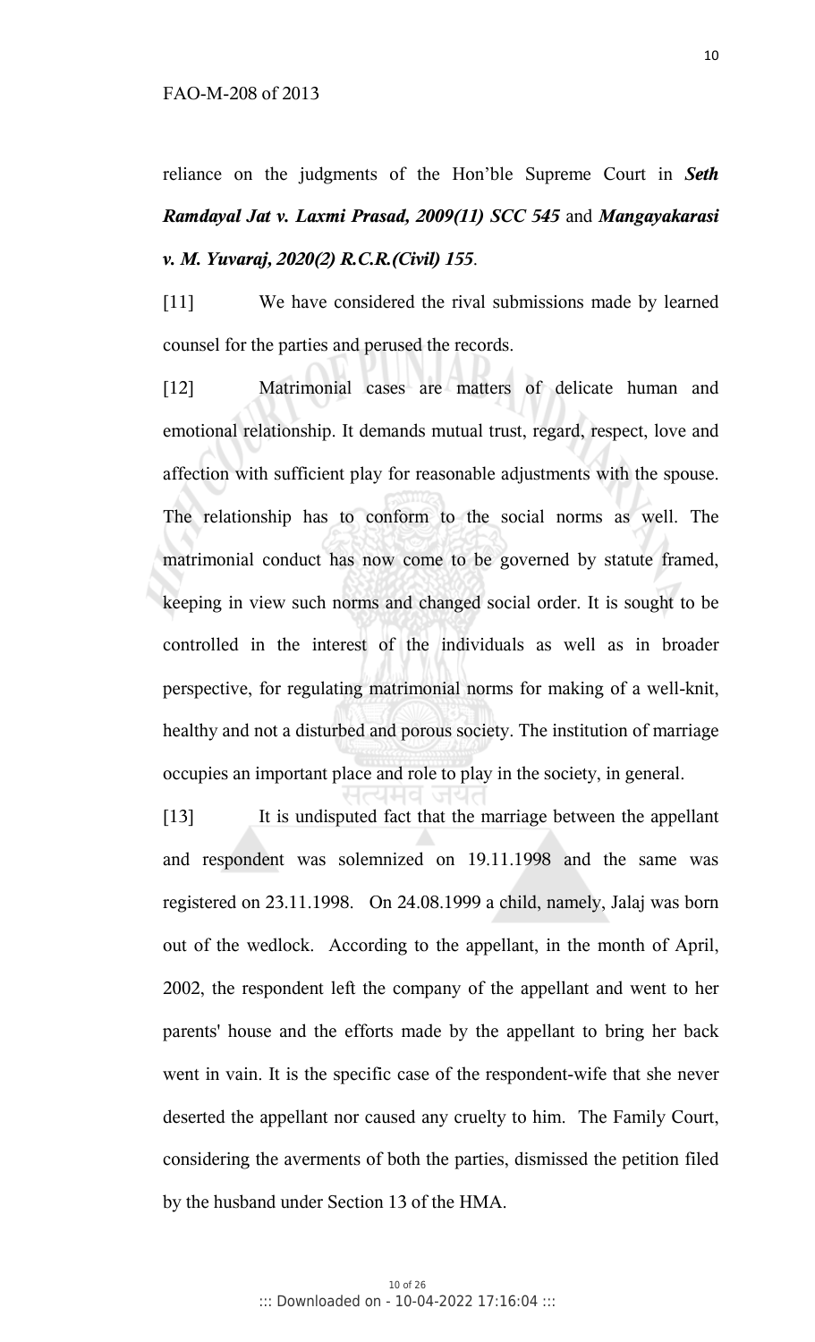reliance on the judgments of the Hon'ble Supreme Court in ***Seth Ramdayal Jat v. Laxmi Prasad, 2009(11) SCC 545*** and ***Mangayakarasi v. M. Yuvaraj, 2020(2) R.C.R.(Civil) 155***.

[11] We have considered the rival submissions made by learned counsel for the parties and perused the records.

[12] Matrimonial cases are matters of delicate human and emotional relationship. It demands mutual trust, regard, respect, love and affection with sufficient play for reasonable adjustments with the spouse. The relationship has to conform to the social norms as well. The matrimonial conduct has now come to be governed by statute framed, keeping in view such norms and changed social order. It is sought to be controlled in the interest of the individuals as well as in broader perspective, for regulating matrimonial norms for making of a well-knit, healthy and not a disturbed and porous society. The institution of marriage occupies an important place and role to play in the society, in general.

[13] It is undisputed fact that the marriage between the appellant and respondent was solemnized on 19.11.1998 and the same was registered on 23.11.1998. On 24.08.1999 a child, namely, Jalaj was born out of the wedlock. According to the appellant, in the month of April, 2002, the respondent left the company of the appellant and went to her parents' house and the efforts made by the appellant to bring her back went in vain. It is the specific case of the respondent-wife that she never deserted the appellant nor caused any cruelty to him. The Family Court, considering the averments of both the parties, dismissed the petition filed by the husband under Section 13 of the HMA.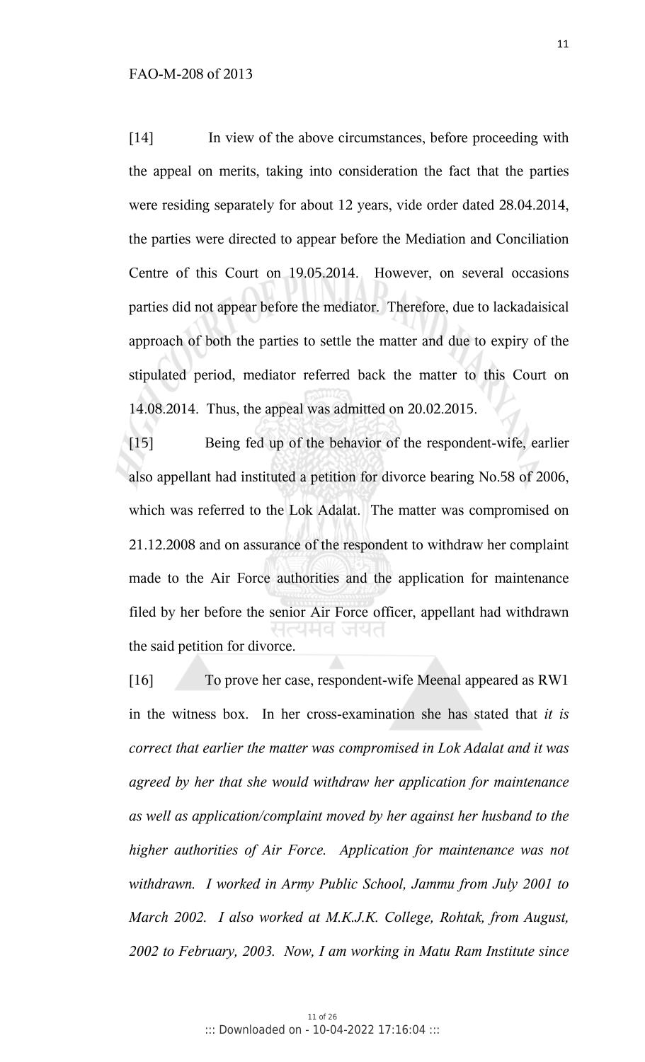[14] In view of the above circumstances, before proceeding with the appeal on merits, taking into consideration the fact that the parties were residing separately for about 12 years, vide order dated 28.04.2014, the parties were directed to appear before the Mediation and Conciliation Centre of this Court on 19.05.2014. However, on several occasions parties did not appear before the mediator. Therefore, due to lackadaisical approach of both the parties to settle the matter and due to expiry of the stipulated period, mediator referred back the matter to this Court on 14.08.2014. Thus, the appeal was admitted on 20.02.2015.

[15] Being fed up of the behavior of the respondent-wife, earlier also appellant had instituted a petition for divorce bearing No.58 of 2006, which was referred to the Lok Adalat. The matter was compromised on 21.12.2008 and on assurance of the respondent to withdraw her complaint made to the Air Force authorities and the application for maintenance filed by her before the senior Air Force officer, appellant had withdrawn the said petition for divorce.

[16] To prove her case, respondent-wife Meenal appeared as RW1 in the witness box. In her cross-examination she has stated that *it is correct that earlier the matter was compromised in Lok Adalat and it was agreed by her that she would withdraw her application for maintenance as well as application/complaint moved by her against her husband to the higher authorities of Air Force. Application for maintenance was not withdrawn. I worked in Army Public School, Jammu from July 2001 to March 2002. I also worked at M.K.J.K. College, Rohtak, from August, 2002 to February, 2003. Now, I am working in Matu Ram Institute since*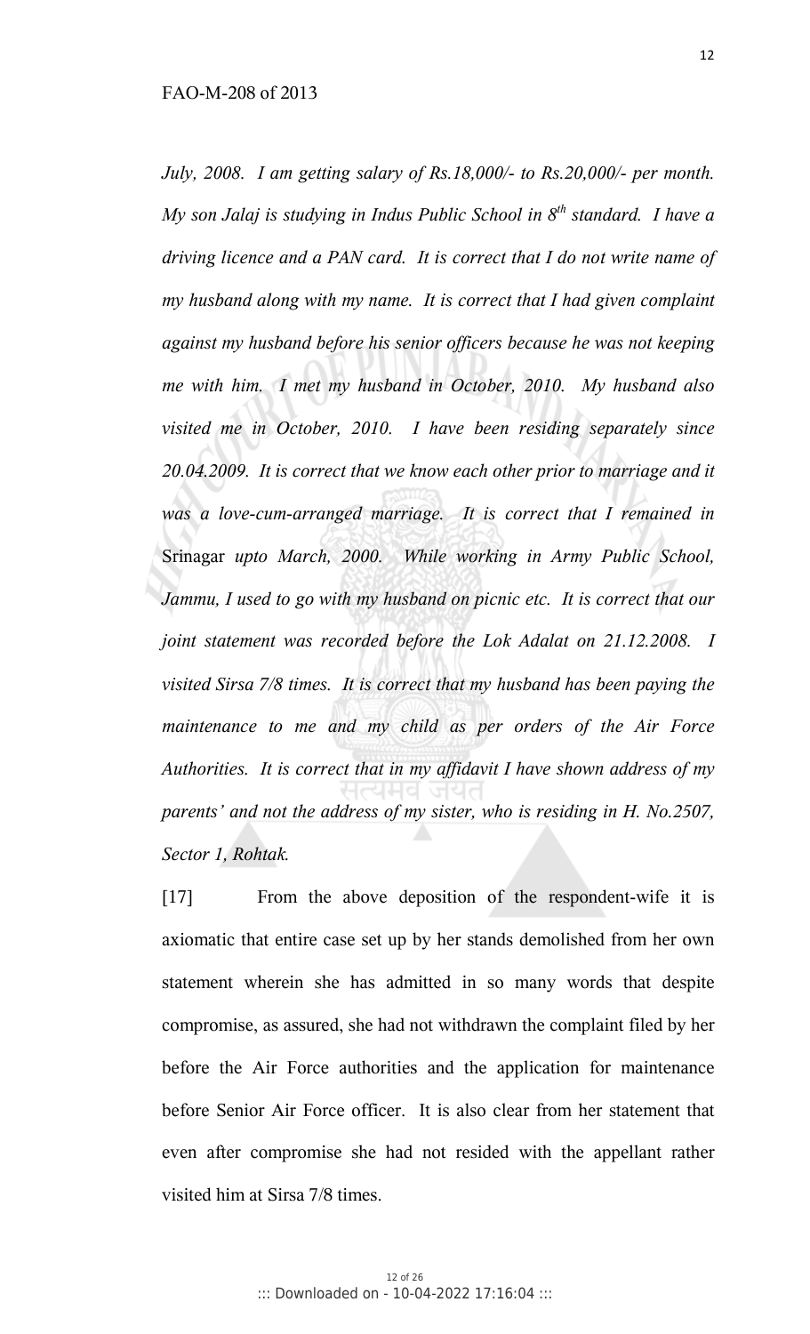*July, 2008. I am getting salary of Rs.18,000/- to Rs.20,000/- per month. My son Jalaj is studying in Indus Public School in 8th standard. I have a driving licence and a PAN card. It is correct that I do not write name of my husband along with my name. It is correct that I had given complaint against my husband before his senior officers because he was not keeping me with him. I met my husband in October, 2010. My husband also visited me in October, 2010. I have been residing separately since 20.04.2009. It is correct that we know each other prior to marriage and it was a love-cum-arranged marriage. It is correct that I remained in* Srinagar *upto March, 2000. While working in Army Public School, Jammu, I used to go with my husband on picnic etc. It is correct that our joint statement was recorded before the Lok Adalat on 21.12.2008. I visited Sirsa 7/8 times. It is correct that my husband has been paying the maintenance to me and my child as per orders of the Air Force Authorities. It is correct that in my affidavit I have shown address of my parents' and not the address of my sister, who is residing in H. No.2507, Sector 1, Rohtak.*

[17] From the above deposition of the respondent-wife it is axiomatic that entire case set up by her stands demolished from her own statement wherein she has admitted in so many words that despite compromise, as assured, she had not withdrawn the complaint filed by her before the Air Force authorities and the application for maintenance before Senior Air Force officer. It is also clear from her statement that even after compromise she had not resided with the appellant rather visited him at Sirsa 7/8 times.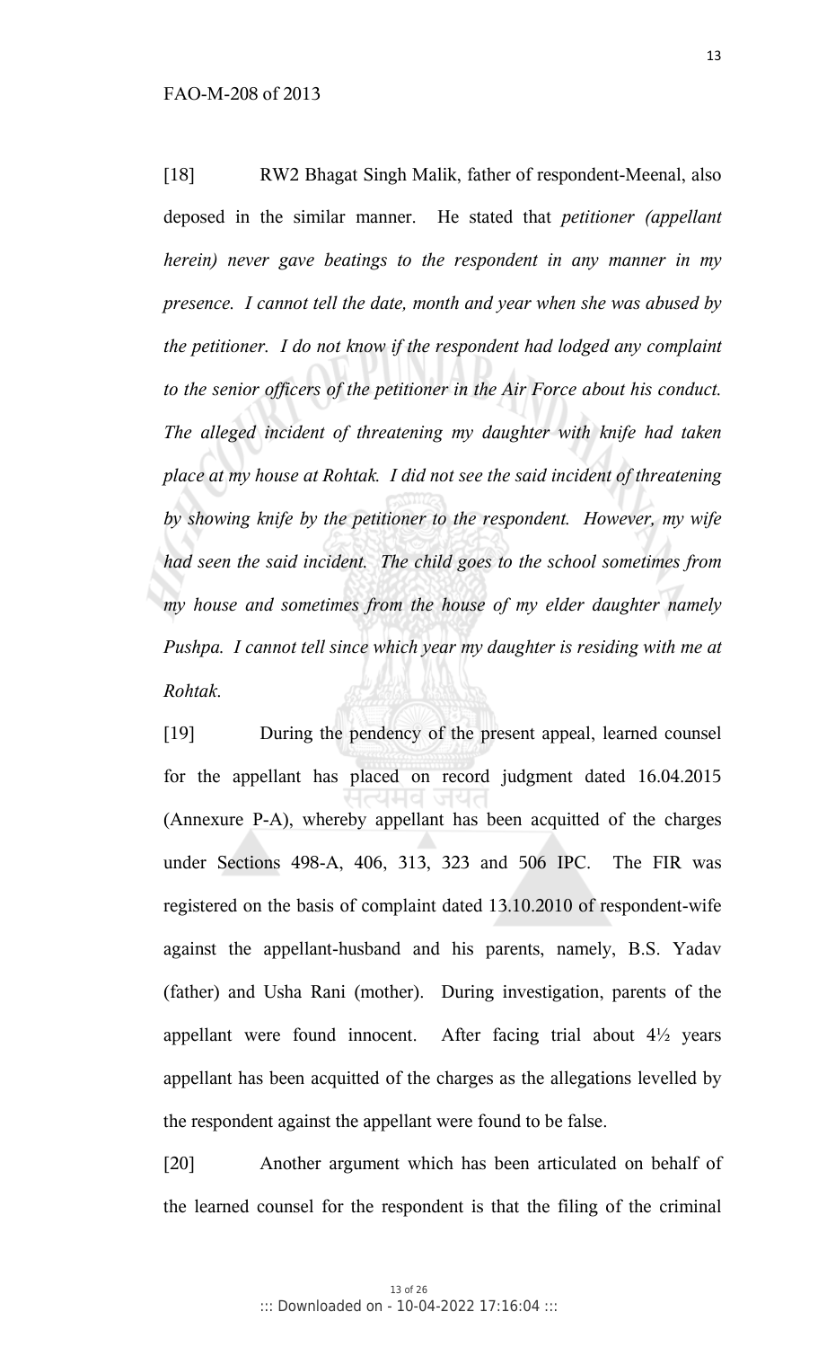[18] RW2 Bhagat Singh Malik, father of respondent-Meenal, also deposed in the similar manner. He stated that *petitioner (appellant herein) never gave beatings to the respondent in any manner in my presence. I cannot tell the date, month and year when she was abused by the petitioner. I do not know if the respondent had lodged any complaint to the senior officers of the petitioner in the Air Force about his conduct. The alleged incident of threatening my daughter with knife had taken place at my house at Rohtak. I did not see the said incident of threatening by showing knife by the petitioner to the respondent. However, my wife had seen the said incident. The child goes to the school sometimes from my house and sometimes from the house of my elder daughter namely Pushpa. I cannot tell since which year my daughter is residing with me at Rohtak.*

[19] During the pendency of the present appeal, learned counsel for the appellant has placed on record judgment dated 16.04.2015 (Annexure P-A), whereby appellant has been acquitted of the charges under Sections 498-A, 406, 313, 323 and 506 IPC. The FIR was registered on the basis of complaint dated 13.10.2010 of respondent-wife against the appellant-husband and his parents, namely, B.S. Yadav (father) and Usha Rani (mother). During investigation, parents of the appellant were found innocent. After facing trial about 4½ years appellant has been acquitted of the charges as the allegations levelled by the respondent against the appellant were found to be false.

[20] Another argument which has been articulated on behalf of the learned counsel for the respondent is that the filing of the criminal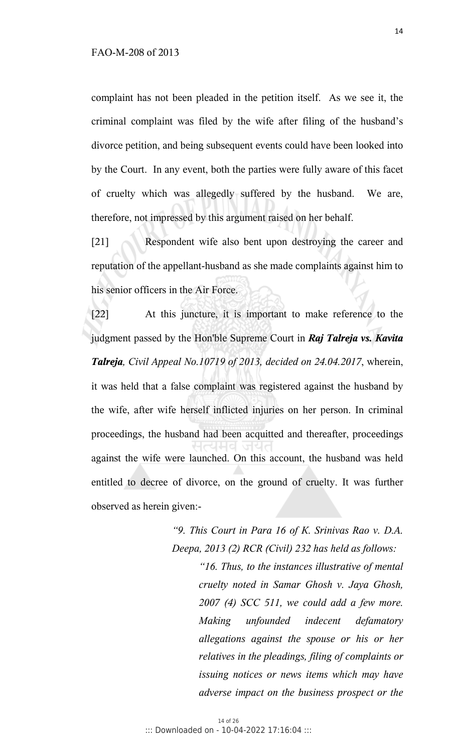complaint has not been pleaded in the petition itself. As we see it, the criminal complaint was filed by the wife after filing of the husband's divorce petition, and being subsequent events could have been looked into by the Court. In any event, both the parties were fully aware of this facet of cruelty which was allegedly suffered by the husband. We are, therefore, not impressed by this argument raised on her behalf.

[21] Respondent wife also bent upon destroying the career and reputation of the appellant-husband as she made complaints against him to his senior officers in the Air Force.

[22] At this juncture, it is important to make reference to the judgment passed by the Hon'ble Supreme Court in ***Raj Talreja vs. Kavita Talreja***, *Civil Appeal No.10719 of 2013, decided on 24.04.2017*, wherein, it was held that a false complaint was registered against the husband by the wife, after wife herself inflicted injuries on her person. In criminal proceedings, the husband had been acquitted and thereafter, proceedings against the wife were launched. On this account, the husband was held entitled to decree of divorce, on the ground of cruelty. It was further observed as herein given:-

> *"9. This Court in Para 16 of K. Srinivas Rao v. D.A. Deepa, 2013 (2) RCR (Civil) 232 has held as follows:*
>
> > *"16. Thus, to the instances illustrative of mental cruelty noted in Samar Ghosh v. Jaya Ghosh, 2007 (4) SCC 511, we could add a few more. Making unfounded indecent defamatory allegations against the spouse or his or her relatives in the pleadings, filing of complaints or issuing notices or news items which may have adverse impact on the business prospect or the*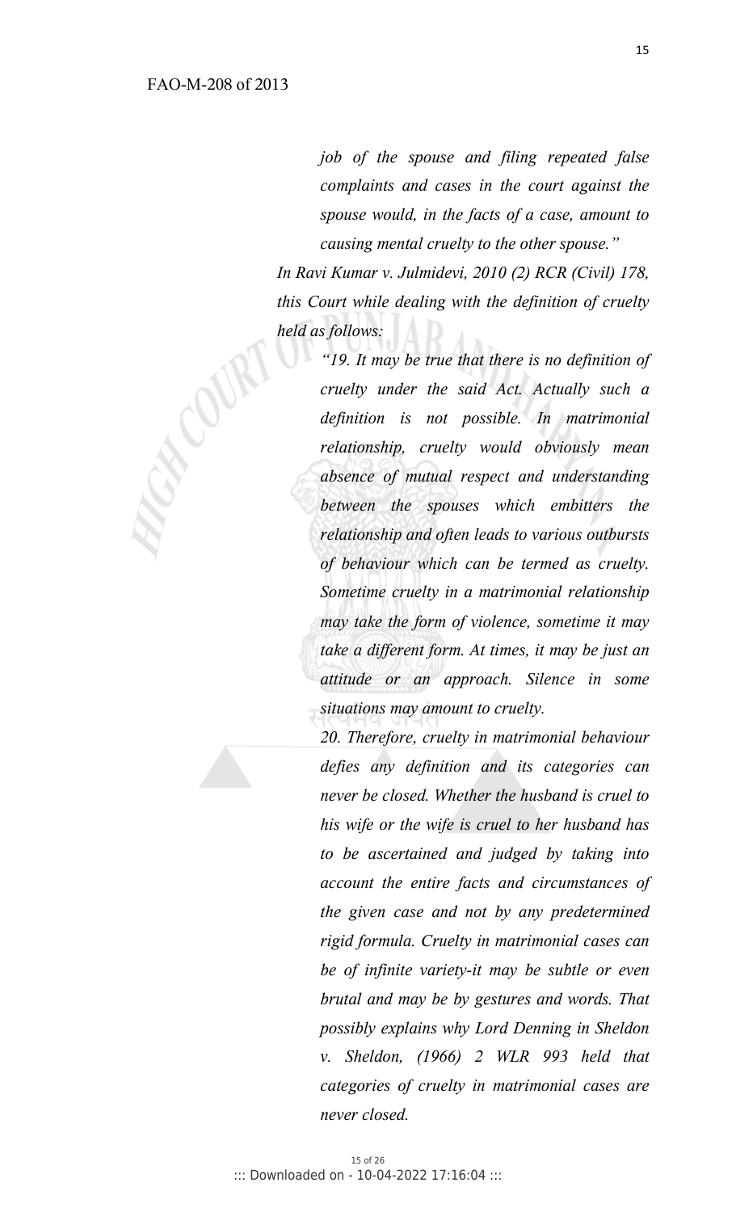*job of the spouse and filing repeated false complaints and cases in the court against the spouse would, in the facts of a case, amount to causing mental cruelty to the other spouse."*

*In Ravi Kumar v. Julmidevi, 2010 (2) RCR (Civil) 178, this Court while dealing with the definition of cruelty held as follows:*

> *"19. It may be true that there is no definition of cruelty under the said Act. Actually such a definition is not possible. In matrimonial relationship, cruelty would obviously mean absence of mutual respect and understanding between the spouses which embitters the relationship and often leads to various outbursts of behaviour which can be termed as cruelty. Sometime cruelty in a matrimonial relationship may take the form of violence, sometime it may take a different form. At times, it may be just an attitude or an approach. Silence in some situations may amount to cruelty.*
>
> *20. Therefore, cruelty in matrimonial behaviour defies any definition and its categories can never be closed. Whether the husband is cruel to his wife or the wife is cruel to her husband has to be ascertained and judged by taking into account the entire facts and circumstances of the given case and not by any predetermined rigid formula. Cruelty in matrimonial cases can be of infinite variety-it may be subtle or even brutal and may be by gestures and words. That possibly explains why Lord Denning in Sheldon v. Sheldon, (1966) 2 WLR 993 held that categories of cruelty in matrimonial cases are never closed.*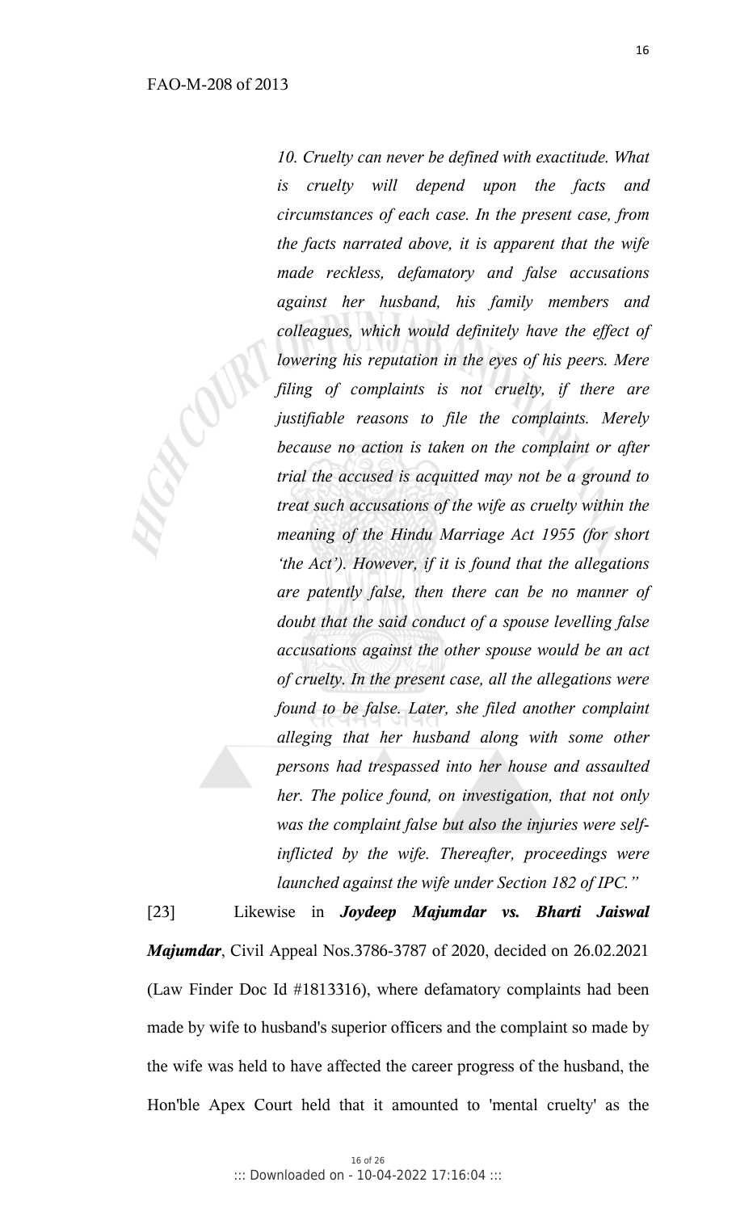*10. Cruelty can never be defined with exactitude. What is cruelty will depend upon the facts and circumstances of each case. In the present case, from the facts narrated above, it is apparent that the wife made reckless, defamatory and false accusations against her husband, his family members and colleagues, which would definitely have the effect of lowering his reputation in the eyes of his peers. Mere filing of complaints is not cruelty, if there are justifiable reasons to file the complaints. Merely because no action is taken on the complaint or after trial the accused is acquitted may not be a ground to treat such accusations of the wife as cruelty within the meaning of the Hindu Marriage Act 1955 (for short 'the Act'). However, if it is found that the allegations are patently false, then there can be no manner of doubt that the said conduct of a spouse levelling false accusations against the other spouse would be an act of cruelty. In the present case, all the allegations were found to be false. Later, she filed another complaint alleging that her husband along with some other persons had trespassed into her house and assaulted her. The police found, on investigation, that not only was the complaint false but also the injuries were self-inflicted by the wife. Thereafter, proceedings were launched against the wife under Section 182 of IPC."*

[23] Likewise in ***Joydeep Majumdar vs. Bharti Jaiswal Majumdar***, Civil Appeal Nos.3786-3787 of 2020, decided on 26.02.2021 (Law Finder Doc Id #1813316), where defamatory complaints had been made by wife to husband's superior officers and the complaint so made by the wife was held to have affected the career progress of the husband, the Hon'ble Apex Court held that it amounted to 'mental cruelty' as the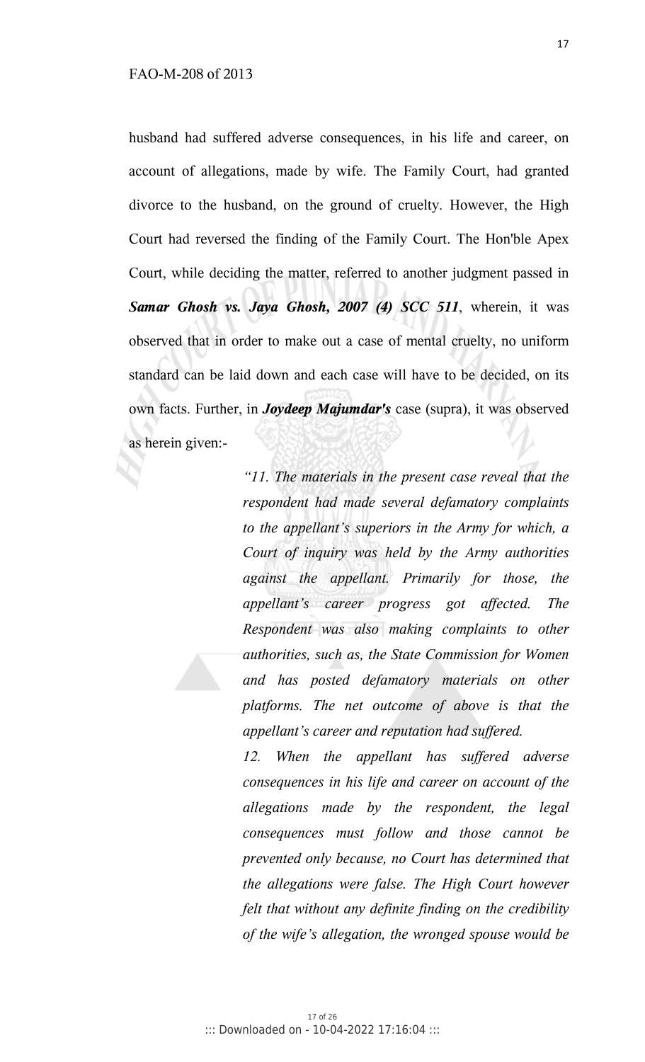husband had suffered adverse consequences, in his life and career, on account of allegations, made by wife. The Family Court, had granted divorce to the husband, on the ground of cruelty. However, the High Court had reversed the finding of the Family Court. The Hon'ble Apex Court, while deciding the matter, referred to another judgment passed in ***Samar Ghosh vs. Jaya Ghosh, 2007 (4) SCC 511***, wherein, it was observed that in order to make out a case of mental cruelty, no uniform standard can be laid down and each case will have to be decided, on its own facts. Further, in ***Joydeep Majumdar's*** case (supra), it was observed as herein given:-

> *"11. The materials in the present case reveal that the respondent had made several defamatory complaints to the appellant's superiors in the Army for which, a Court of inquiry was held by the Army authorities against the appellant. Primarily for those, the appellant's career progress got affected. The Respondent was also making complaints to other authorities, such as, the State Commission for Women and has posted defamatory materials on other platforms. The net outcome of above is that the appellant's career and reputation had suffered.*
>
> *12. When the appellant has suffered adverse consequences in his life and career on account of the allegations made by the respondent, the legal consequences must follow and those cannot be prevented only because, no Court has determined that the allegations were false. The High Court however felt that without any definite finding on the credibility of the wife's allegation, the wronged spouse would be*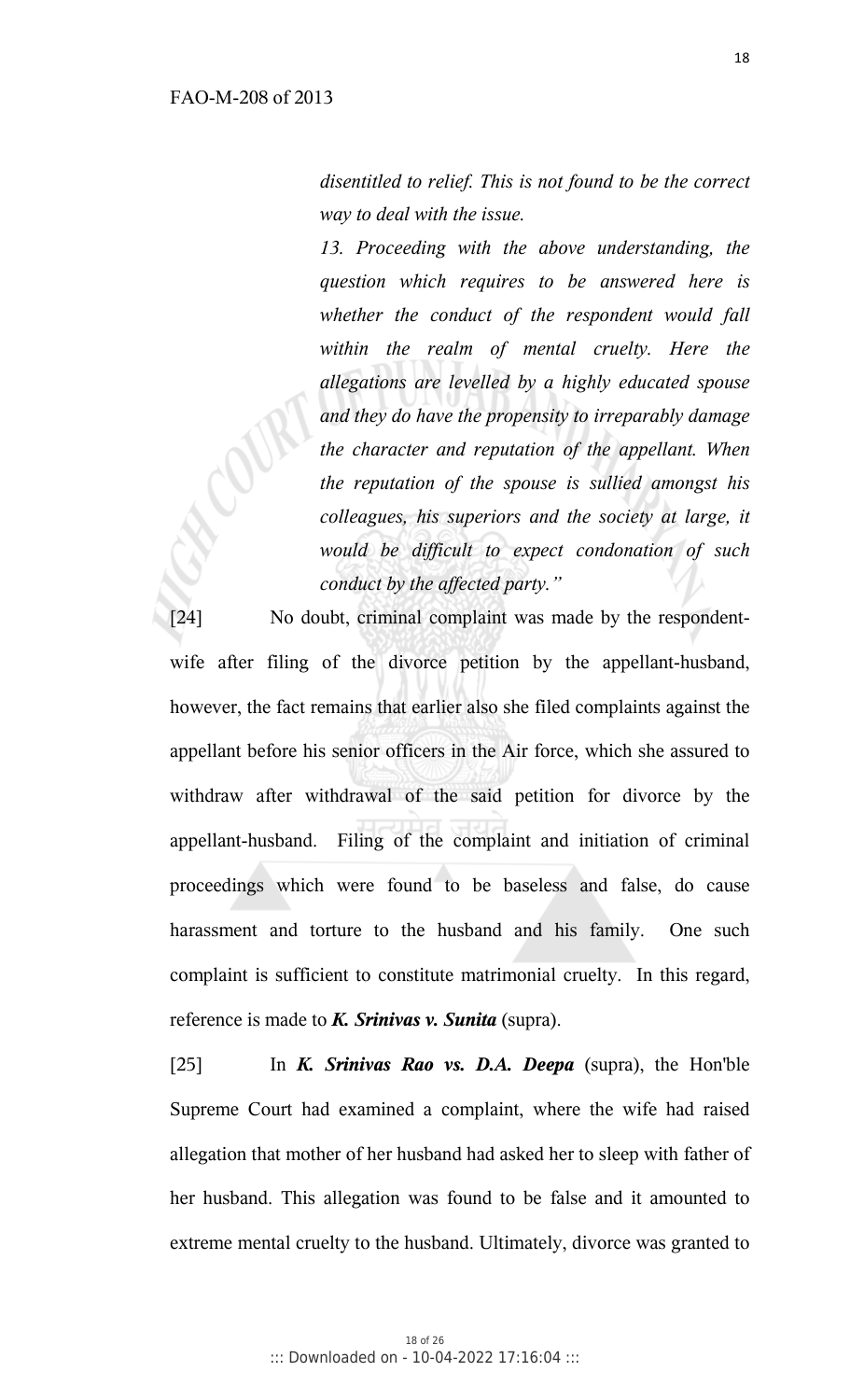> *disentitled to relief. This is not found to be the correct way to deal with the issue.*
>
> *13. Proceeding with the above understanding, the question which requires to be answered here is whether the conduct of the respondent would fall within the realm of mental cruelty. Here the allegations are levelled by a highly educated spouse and they do have the propensity to irreparably damage the character and reputation of the appellant. When the reputation of the spouse is sullied amongst his colleagues, his superiors and the society at large, it would be difficult to expect condonation of such conduct by the affected party."*

[24] No doubt, criminal complaint was made by the respondent-wife after filing of the divorce petition by the appellant-husband, however, the fact remains that earlier also she filed complaints against the appellant before his senior officers in the Air force, which she assured to withdraw after withdrawal of the said petition for divorce by the appellant-husband. Filing of the complaint and initiation of criminal proceedings which were found to be baseless and false, do cause harassment and torture to the husband and his family. One such complaint is sufficient to constitute matrimonial cruelty. In this regard, reference is made to ***K. Srinivas v. Sunita*** (supra).

[25] In ***K. Srinivas Rao vs. D.A. Deepa*** (supra), the Hon'ble Supreme Court had examined a complaint, where the wife had raised allegation that mother of her husband had asked her to sleep with father of her husband. This allegation was found to be false and it amounted to extreme mental cruelty to the husband. Ultimately, divorce was granted to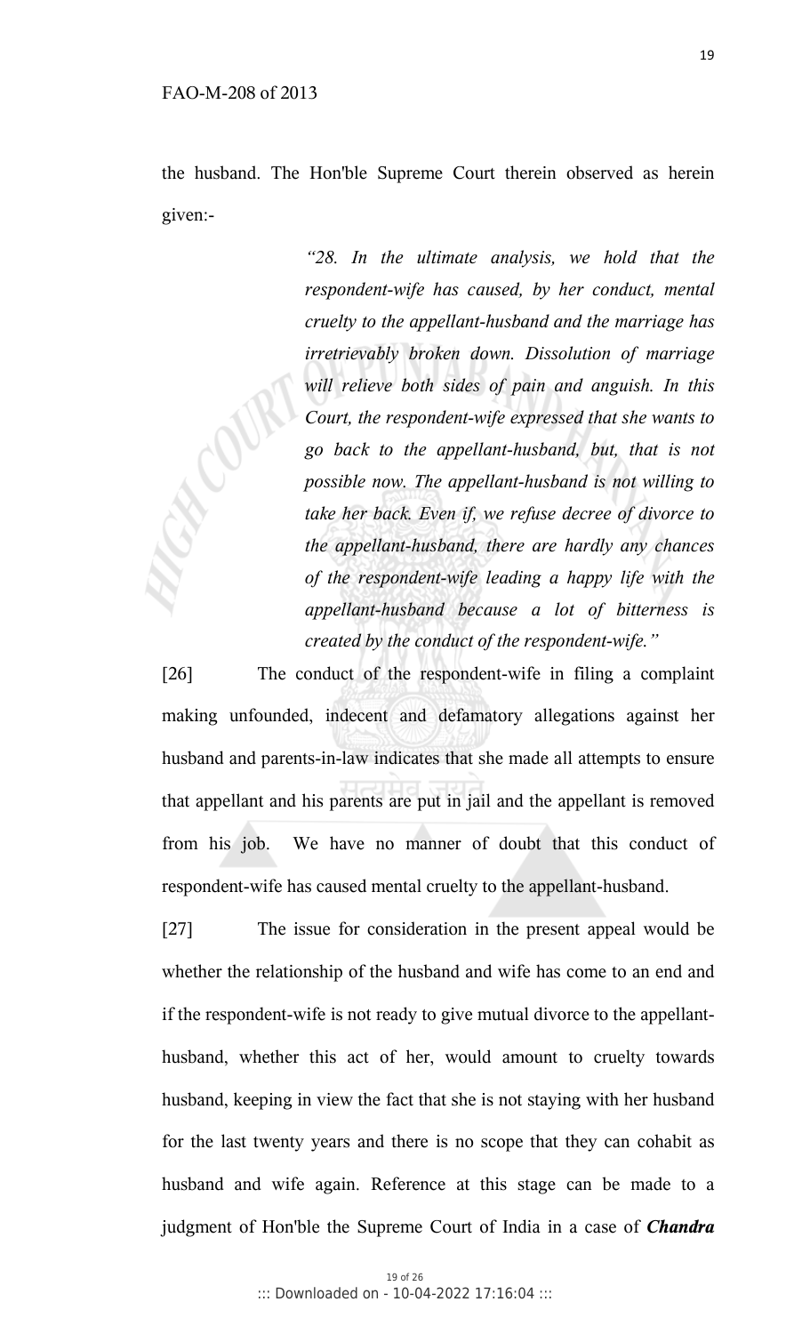the husband. The Hon'ble Supreme Court therein observed as herein given:-

> *"28. In the ultimate analysis, we hold that the respondent-wife has caused, by her conduct, mental cruelty to the appellant-husband and the marriage has irretrievably broken down. Dissolution of marriage will relieve both sides of pain and anguish. In this Court, the respondent-wife expressed that she wants to go back to the appellant-husband, but, that is not possible now. The appellant-husband is not willing to take her back. Even if, we refuse decree of divorce to the appellant-husband, there are hardly any chances of the respondent-wife leading a happy life with the appellant-husband because a lot of bitterness is created by the conduct of the respondent-wife."*

[26] The conduct of the respondent-wife in filing a complaint making unfounded, indecent and defamatory allegations against her husband and parents-in-law indicates that she made all attempts to ensure that appellant and his parents are put in jail and the appellant is removed from his job. We have no manner of doubt that this conduct of respondent-wife has caused mental cruelty to the appellant-husband.

[27] The issue for consideration in the present appeal would be whether the relationship of the husband and wife has come to an end and if the respondent-wife is not ready to give mutual divorce to the appellant-husband, whether this act of her, would amount to cruelty towards husband, keeping in view the fact that she is not staying with her husband for the last twenty years and there is no scope that they can cohabit as husband and wife again. Reference at this stage can be made to a judgment of Hon'ble the Supreme Court of India in a case of ***Chandra***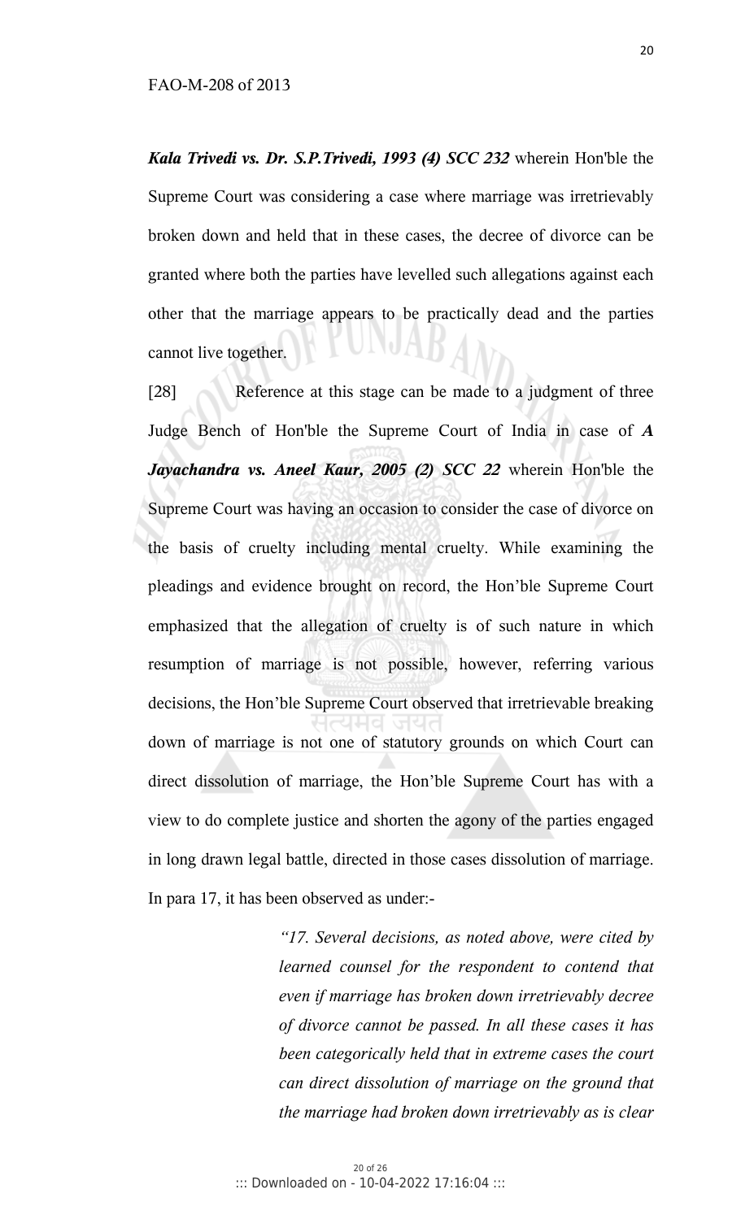*Kala Trivedi vs. Dr. S.P.Trivedi, 1993 (4) SCC 232* wherein Hon'ble the Supreme Court was considering a case where marriage was irretrievably broken down and held that in these cases, the decree of divorce can be granted where both the parties have levelled such allegations against each other that the marriage appears to be practically dead and the parties cannot live together.

[28] Reference at this stage can be made to a judgment of three Judge Bench of Hon'ble the Supreme Court of India in case of ***A Jayachandra vs. Aneel Kaur, 2005 (2) SCC 22*** wherein Hon'ble the Supreme Court was having an occasion to consider the case of divorce on the basis of cruelty including mental cruelty. While examining the pleadings and evidence brought on record, the Hon'ble Supreme Court emphasized that the allegation of cruelty is of such nature in which resumption of marriage is not possible, however, referring various decisions, the Hon'ble Supreme Court observed that irretrievable breaking down of marriage is not one of statutory grounds on which Court can direct dissolution of marriage, the Hon'ble Supreme Court has with a view to do complete justice and shorten the agony of the parties engaged in long drawn legal battle, directed in those cases dissolution of marriage. In para 17, it has been observed as under:-

> *"17. Several decisions, as noted above, were cited by learned counsel for the respondent to contend that even if marriage has broken down irretrievably decree of divorce cannot be passed. In all these cases it has been categorically held that in extreme cases the court can direct dissolution of marriage on the ground that the marriage had broken down irretrievably as is clear*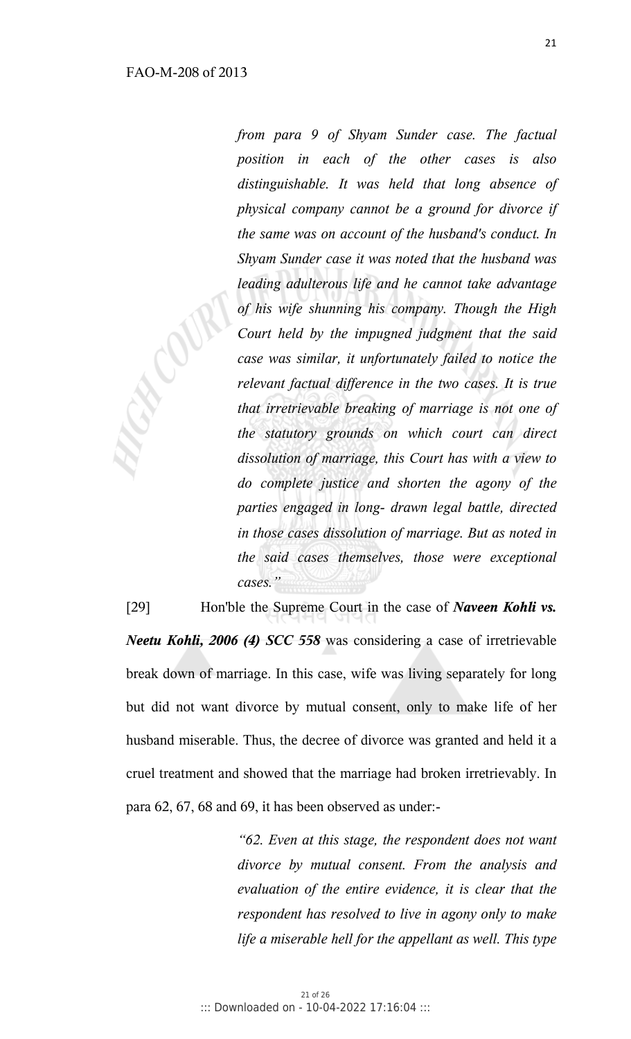*from para 9 of Shyam Sunder case. The factual position in each of the other cases is also distinguishable. It was held that long absence of physical company cannot be a ground for divorce if the same was on account of the husband's conduct. In Shyam Sunder case it was noted that the husband was leading adulterous life and he cannot take advantage of his wife shunning his company. Though the High Court held by the impugned judgment that the said case was similar, it unfortunately failed to notice the relevant factual difference in the two cases. It is true that irretrievable breaking of marriage is not one of the statutory grounds on which court can direct dissolution of marriage, this Court has with a view to do complete justice and shorten the agony of the parties engaged in long- drawn legal battle, directed in those cases dissolution of marriage. But as noted in the said cases themselves, those were exceptional cases."*

[29] Hon'ble the Supreme Court in the case of ***Naveen Kohli vs. Neetu Kohli, 2006 (4) SCC 558*** was considering a case of irretrievable break down of marriage. In this case, wife was living separately for long but did not want divorce by mutual consent, only to make life of her husband miserable. Thus, the decree of divorce was granted and held it a cruel treatment and showed that the marriage had broken irretrievably. In para 62, 67, 68 and 69, it has been observed as under:-

> *"62. Even at this stage, the respondent does not want divorce by mutual consent. From the analysis and evaluation of the entire evidence, it is clear that the respondent has resolved to live in agony only to make life a miserable hell for the appellant as well. This type*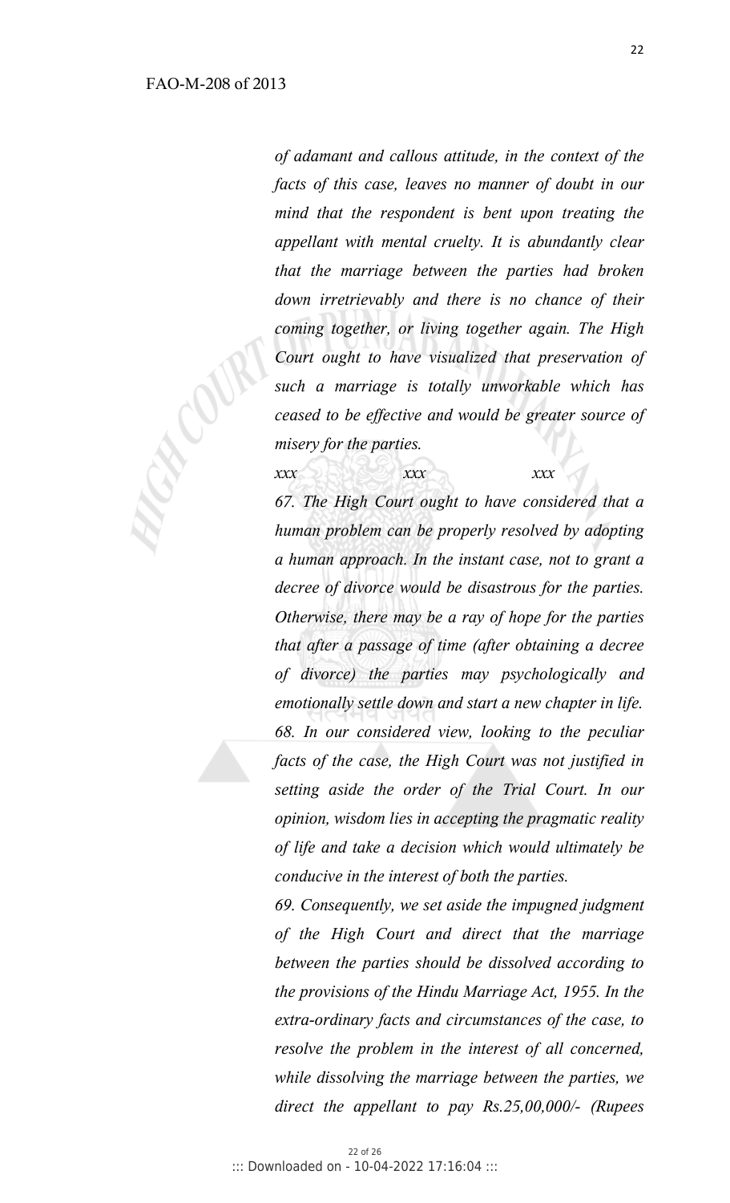*of adamant and callous attitude, in the context of the facts of this case, leaves no manner of doubt in our mind that the respondent is bent upon treating the appellant with mental cruelty. It is abundantly clear that the marriage between the parties had broken down irretrievably and there is no chance of their coming together, or living together again. The High Court ought to have visualized that preservation of such a marriage is totally unworkable which has ceased to be effective and would be greater source of misery for the parties.*

*xxx xxx xxx*

*67. The High Court ought to have considered that a human problem can be properly resolved by adopting a human approach. In the instant case, not to grant a decree of divorce would be disastrous for the parties. Otherwise, there may be a ray of hope for the parties that after a passage of time (after obtaining a decree of divorce) the parties may psychologically and emotionally settle down and start a new chapter in life.*

*68. In our considered view, looking to the peculiar facts of the case, the High Court was not justified in setting aside the order of the Trial Court. In our opinion, wisdom lies in accepting the pragmatic reality of life and take a decision which would ultimately be conducive in the interest of both the parties.*

*69. Consequently, we set aside the impugned judgment of the High Court and direct that the marriage between the parties should be dissolved according to the provisions of the Hindu Marriage Act, 1955. In the extra-ordinary facts and circumstances of the case, to resolve the problem in the interest of all concerned, while dissolving the marriage between the parties, we direct the appellant to pay Rs.25,00,000/- (Rupees*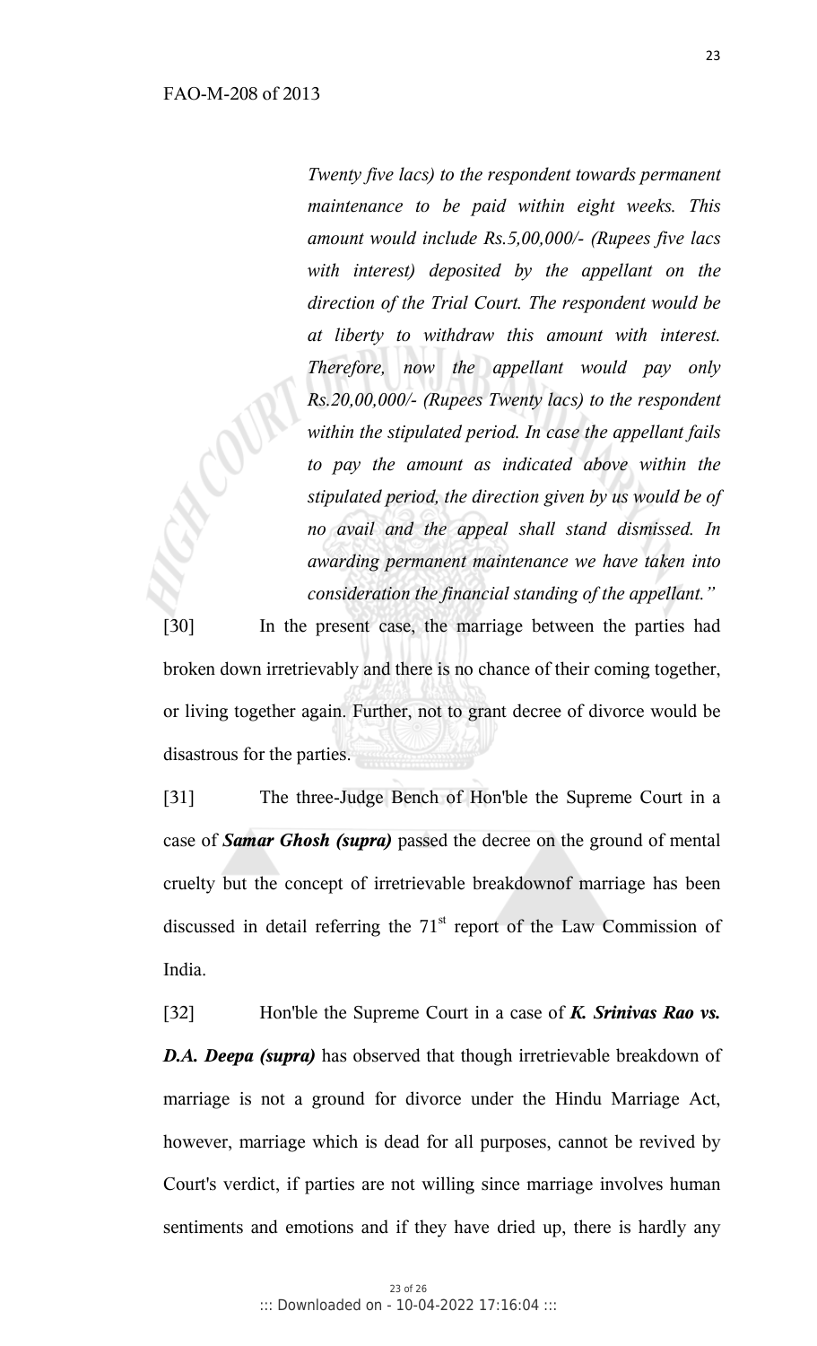> *Twenty five lacs) to the respondent towards permanent maintenance to be paid within eight weeks. This amount would include Rs.5,00,000/- (Rupees five lacs with interest) deposited by the appellant on the direction of the Trial Court. The respondent would be at liberty to withdraw this amount with interest. Therefore, now the appellant would pay only Rs.20,00,000/- (Rupees Twenty lacs) to the respondent within the stipulated period. In case the appellant fails to pay the amount as indicated above within the stipulated period, the direction given by us would be of no avail and the appeal shall stand dismissed. In awarding permanent maintenance we have taken into consideration the financial standing of the appellant."*

[30] In the present case, the marriage between the parties had broken down irretrievably and there is no chance of their coming together, or living together again. Further, not to grant decree of divorce would be disastrous for the parties.

[31] The three-Judge Bench of Hon'ble the Supreme Court in a case of ***Samar Ghosh (supra)*** passed the decree on the ground of mental cruelty but the concept of irretrievable breakdownof marriage has been discussed in detail referring the 71st report of the Law Commission of India.

[32] Hon'ble the Supreme Court in a case of ***K. Srinivas Rao vs. D.A. Deepa (supra)*** has observed that though irretrievable breakdown of marriage is not a ground for divorce under the Hindu Marriage Act, however, marriage which is dead for all purposes, cannot be revived by Court's verdict, if parties are not willing since marriage involves human sentiments and emotions and if they have dried up, there is hardly any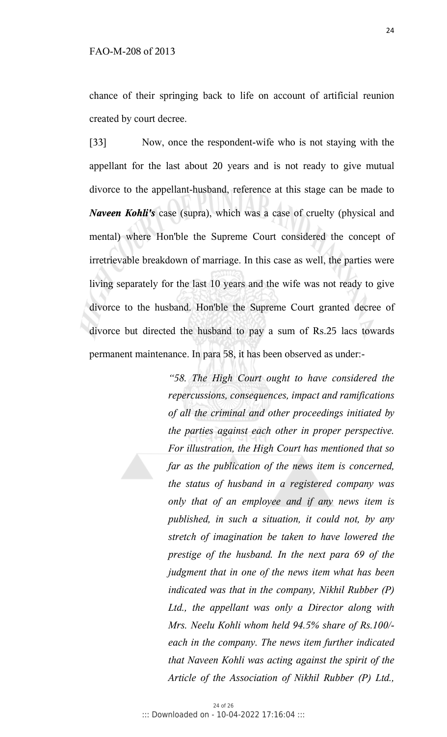chance of their springing back to life on account of artificial reunion created by court decree.

[33] Now, once the respondent-wife who is not staying with the appellant for the last about 20 years and is not ready to give mutual divorce to the appellant-husband, reference at this stage can be made to ***Naveen Kohli's*** case (supra), which was a case of cruelty (physical and mental) where Hon'ble the Supreme Court considered the concept of irretrievable breakdown of marriage. In this case as well, the parties were living separately for the last 10 years and the wife was not ready to give divorce to the husband. Hon'ble the Supreme Court granted decree of divorce but directed the husband to pay a sum of Rs.25 lacs towards permanent maintenance. In para 58, it has been observed as under:-

> *"58. The High Court ought to have considered the repercussions, consequences, impact and ramifications of all the criminal and other proceedings initiated by the parties against each other in proper perspective. For illustration, the High Court has mentioned that so far as the publication of the news item is concerned, the status of husband in a registered company was only that of an employee and if any news item is published, in such a situation, it could not, by any stretch of imagination be taken to have lowered the prestige of the husband. In the next para 69 of the judgment that in one of the news item what has been indicated was that in the company, Nikhil Rubber (P) Ltd., the appellant was only a Director along with Mrs. Neelu Kohli whom held 94.5% share of Rs.100/- each in the company. The news item further indicated that Naveen Kohli was acting against the spirit of the Article of the Association of Nikhil Rubber (P) Ltd.,*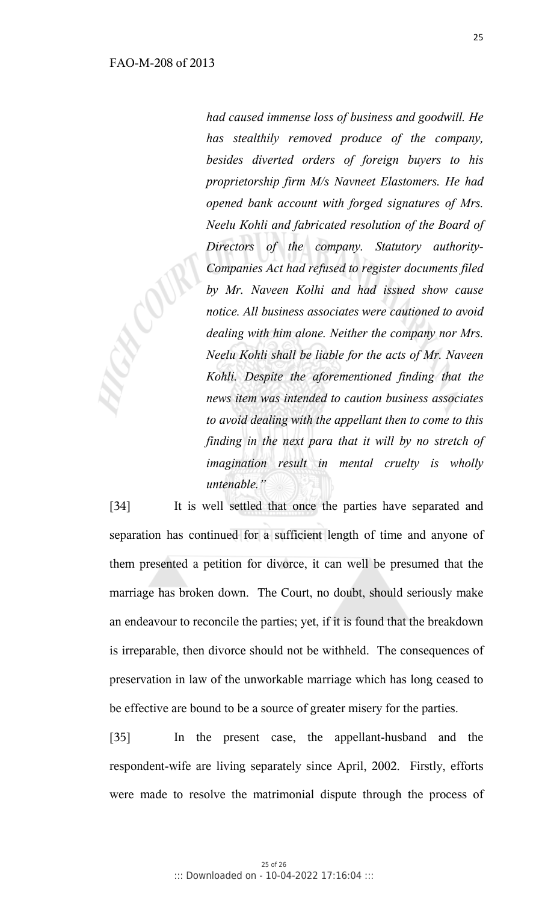*had caused immense loss of business and goodwill. He has stealthily removed produce of the company, besides diverted orders of foreign buyers to his proprietorship firm M/s Navneet Elastomers. He had opened bank account with forged signatures of Mrs. Neelu Kohli and fabricated resolution of the Board of Directors of the company. Statutory authority-Companies Act had refused to register documents filed by Mr. Naveen Kolhi and had issued show cause notice. All business associates were cautioned to avoid dealing with him alone. Neither the company nor Mrs. Neelu Kohli shall be liable for the acts of Mr. Naveen Kohli. Despite the aforementioned finding that the news item was intended to caution business associates to avoid dealing with the appellant then to come to this finding in the next para that it will by no stretch of imagination result in mental cruelty is wholly untenable."*

[34] It is well settled that once the parties have separated and separation has continued for a sufficient length of time and anyone of them presented a petition for divorce, it can well be presumed that the marriage has broken down. The Court, no doubt, should seriously make an endeavour to reconcile the parties; yet, if it is found that the breakdown is irreparable, then divorce should not be withheld. The consequences of preservation in law of the unworkable marriage which has long ceased to be effective are bound to be a source of greater misery for the parties.

[35] In the present case, the appellant-husband and the respondent-wife are living separately since April, 2002. Firstly, efforts were made to resolve the matrimonial dispute through the process of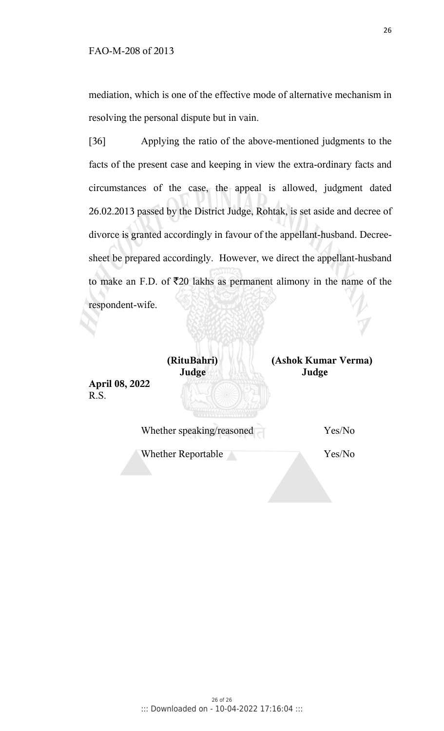mediation, which is one of the effective mode of alternative mechanism in resolving the personal dispute but in vain.

[36] Applying the ratio of the above-mentioned judgments to the facts of the present case and keeping in view the extra-ordinary facts and circumstances of the case, the appeal is allowed, judgment dated 26.02.2013 passed by the District Judge, Rohtak, is set aside and decree of divorce is granted accordingly in favour of the appellant-husband. Decree-sheet be prepared accordingly. However, we direct the appellant-husband to make an F.D. of ₹20 lakhs as permanent alimony in the name of the respondent-wife.

**(RituBahri)**
**Judge**

**(Ashok Kumar Verma)**
**Judge**

**April 08, 2022**
R.S.

Whether speaking/reasoned Yes/No

Whether Reportable Yes/No